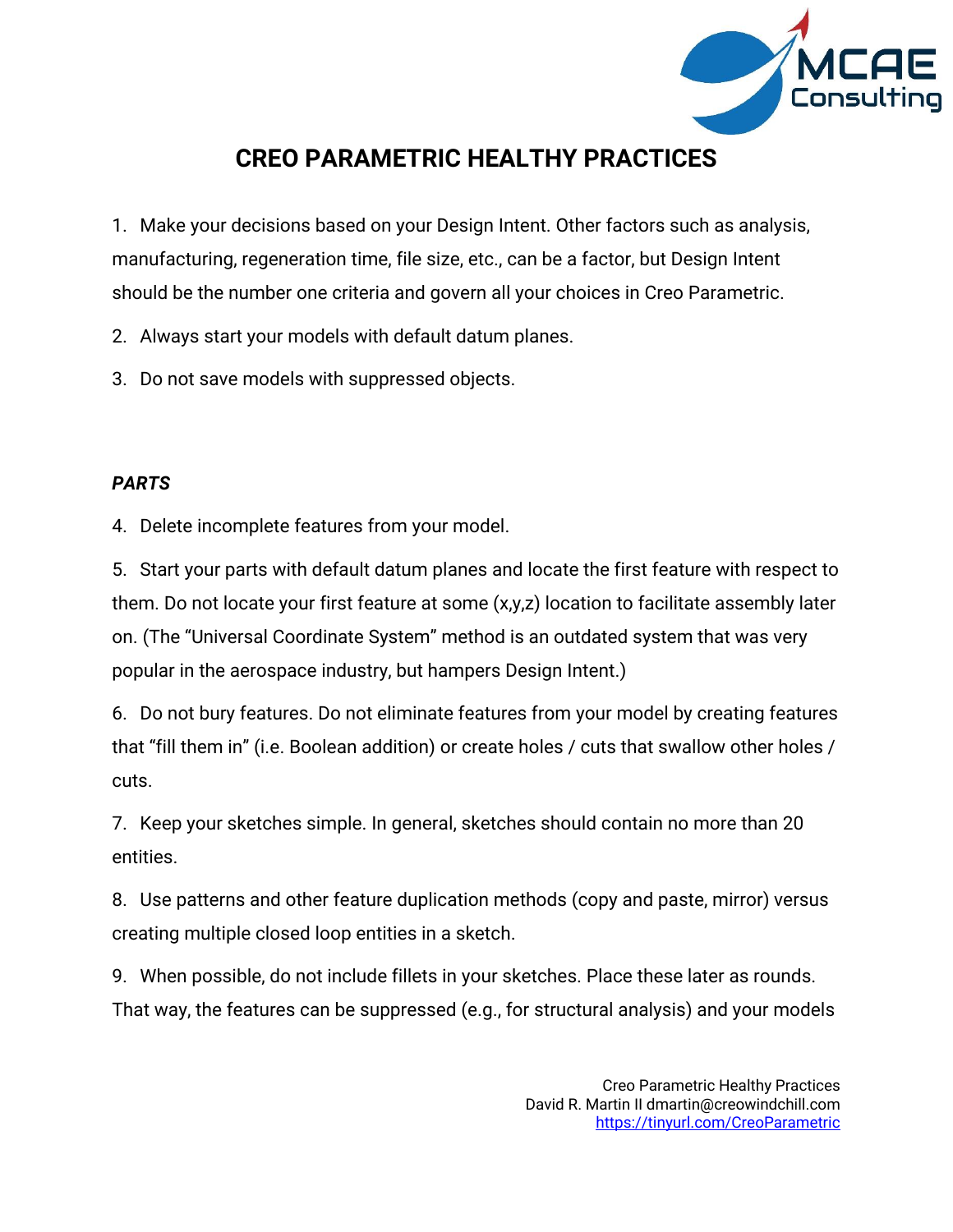# CREO PARAMETRIC HEALTHY PRACTICES

1. Make your decisions based on your Design Intent. Other factors such as analysis, manufacturing, regeneration time, file size, etc., can be a factor, but Design Intent should be the number one criteria and govern all your choices in Creo Parametric.
2. Always start your models with default datum planes.
3. Do not save models with suppressed objects.

***PARTS***

4. Delete incomplete features from your model.
5. Start your parts with default datum planes and locate the first feature with respect to them. Do not locate your first feature at some (x,y,z) location to facilitate assembly later on. (The "Universal Coordinate System" method is an outdated system that was very popular in the aerospace industry, but hampers Design Intent.)
6. Do not bury features. Do not eliminate features from your model by creating features that "fill them in" (i.e. Boolean addition) or create holes / cuts that swallow other holes / cuts.
7. Keep your sketches simple. In general, sketches should contain no more than 20 entities.
8. Use patterns and other feature duplication methods (copy and paste, mirror) versus creating multiple closed loop entities in a sketch.
9. When possible, do not include fillets in your sketches. Place these later as rounds. That way, the features can be suppressed (e.g., for structural analysis) and your models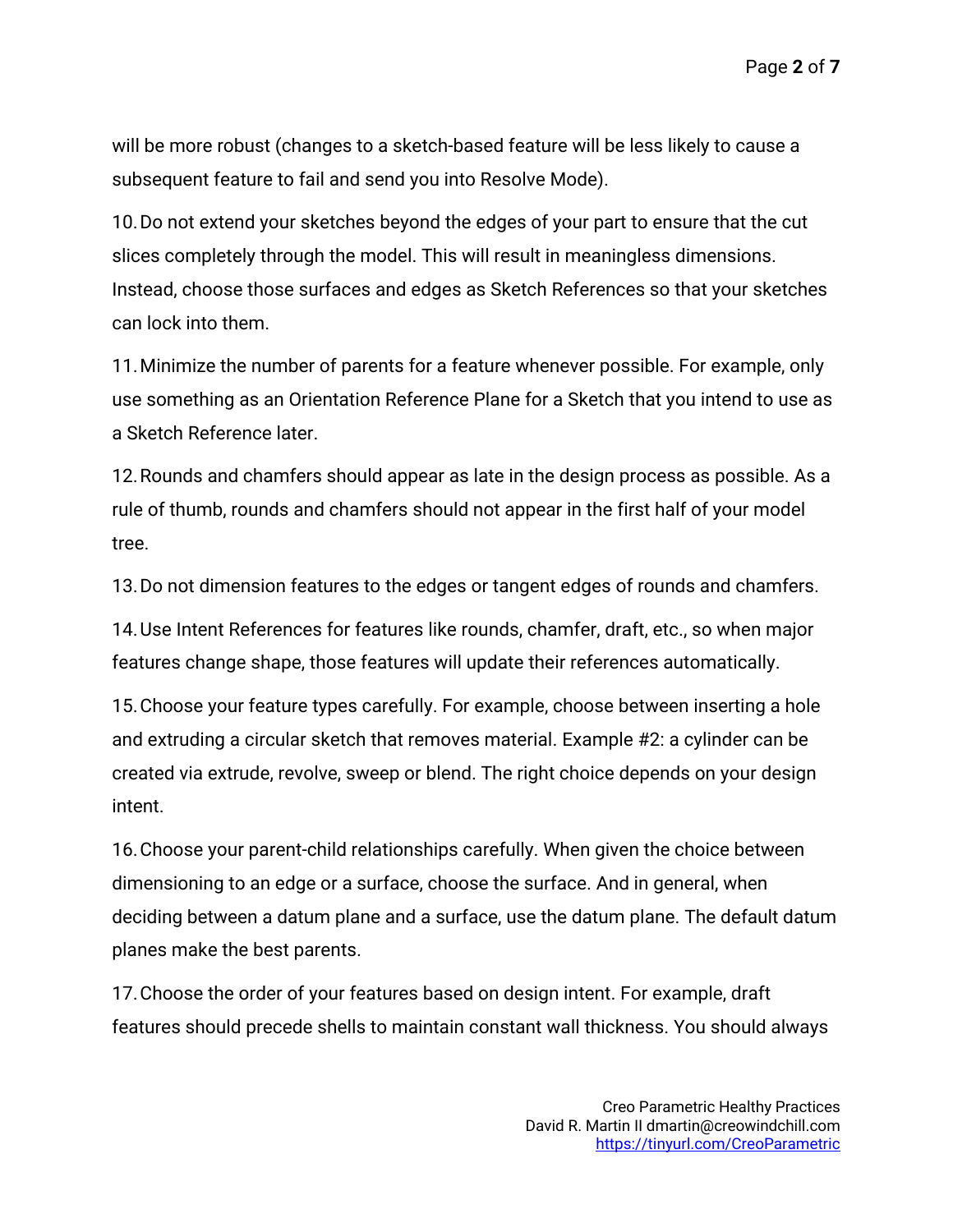will be more robust (changes to a sketch-based feature will be less likely to cause a subsequent feature to fail and send you into Resolve Mode).

10. Do not extend your sketches beyond the edges of your part to ensure that the cut slices completely through the model. This will result in meaningless dimensions. Instead, choose those surfaces and edges as Sketch References so that your sketches can lock into them.

11. Minimize the number of parents for a feature whenever possible. For example, only use something as an Orientation Reference Plane for a Sketch that you intend to use as a Sketch Reference later.

12. Rounds and chamfers should appear as late in the design process as possible. As a rule of thumb, rounds and chamfers should not appear in the first half of your model tree.

13. Do not dimension features to the edges or tangent edges of rounds and chamfers.

14. Use Intent References for features like rounds, chamfer, draft, etc., so when major features change shape, those features will update their references automatically.

15. Choose your feature types carefully. For example, choose between inserting a hole and extruding a circular sketch that removes material. Example #2: a cylinder can be created via extrude, revolve, sweep or blend. The right choice depends on your design intent.

16. Choose your parent-child relationships carefully. When given the choice between dimensioning to an edge or a surface, choose the surface. And in general, when deciding between a datum plane and a surface, use the datum plane. The default datum planes make the best parents.

17. Choose the order of your features based on design intent. For example, draft features should precede shells to maintain constant wall thickness. You should always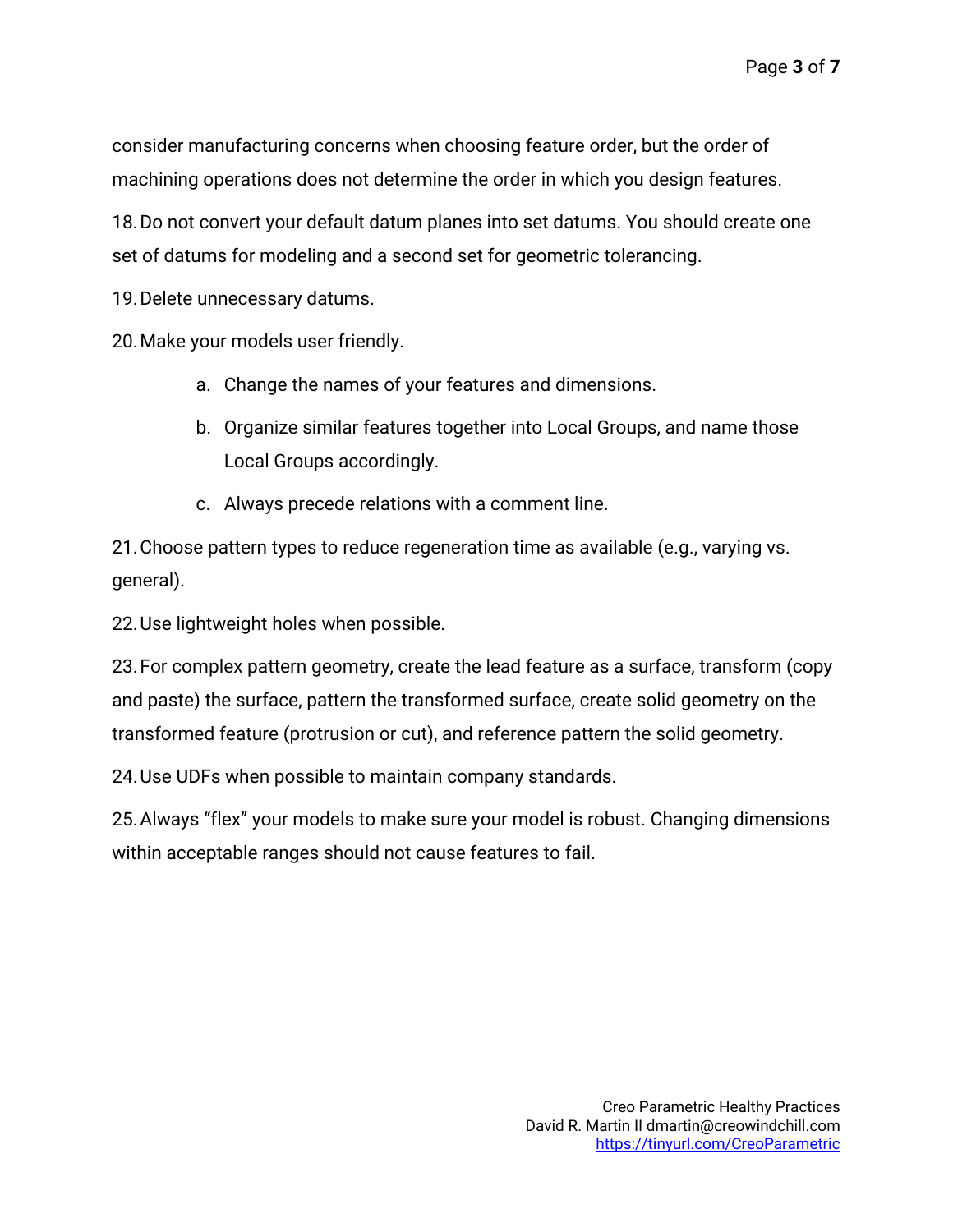consider manufacturing concerns when choosing feature order, but the order of machining operations does not determine the order in which you design features.

18. Do not convert your default datum planes into set datums. You should create one set of datums for modeling and a second set for geometric tolerancing.

19. Delete unnecessary datums.

20. Make your models user friendly.

    a. Change the names of your features and dimensions.

    b. Organize similar features together into Local Groups, and name those Local Groups accordingly.

    c. Always precede relations with a comment line.

21. Choose pattern types to reduce regeneration time as available (e.g., varying vs. general).

22. Use lightweight holes when possible.

23. For complex pattern geometry, create the lead feature as a surface, transform (copy and paste) the surface, pattern the transformed surface, create solid geometry on the transformed feature (protrusion or cut), and reference pattern the solid geometry.

24. Use UDFs when possible to maintain company standards.

25. Always "flex" your models to make sure your model is robust. Changing dimensions within acceptable ranges should not cause features to fail.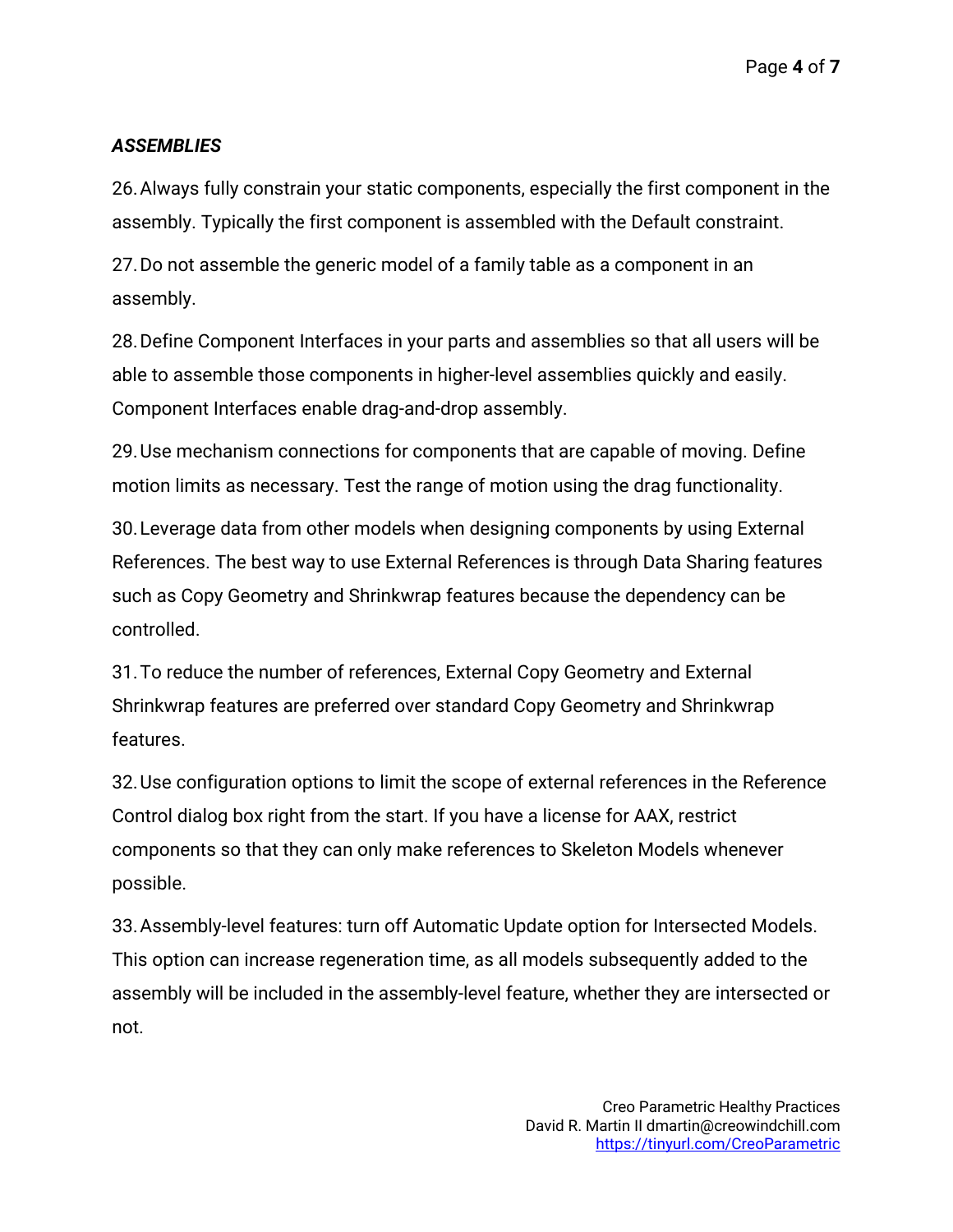***ASSEMBLIES***

26. Always fully constrain your static components, especially the first component in the assembly. Typically the first component is assembled with the Default constraint.

27. Do not assemble the generic model of a family table as a component in an assembly.

28. Define Component Interfaces in your parts and assemblies so that all users will be able to assemble those components in higher-level assemblies quickly and easily. Component Interfaces enable drag-and-drop assembly.

29. Use mechanism connections for components that are capable of moving. Define motion limits as necessary. Test the range of motion using the drag functionality.

30. Leverage data from other models when designing components by using External References. The best way to use External References is through Data Sharing features such as Copy Geometry and Shrinkwrap features because the dependency can be controlled.

31. To reduce the number of references, External Copy Geometry and External Shrinkwrap features are preferred over standard Copy Geometry and Shrinkwrap features.

32. Use configuration options to limit the scope of external references in the Reference Control dialog box right from the start. If you have a license for AAX, restrict components so that they can only make references to Skeleton Models whenever possible.

33. Assembly-level features: turn off Automatic Update option for Intersected Models. This option can increase regeneration time, as all models subsequently added to the assembly will be included in the assembly-level feature, whether they are intersected or not.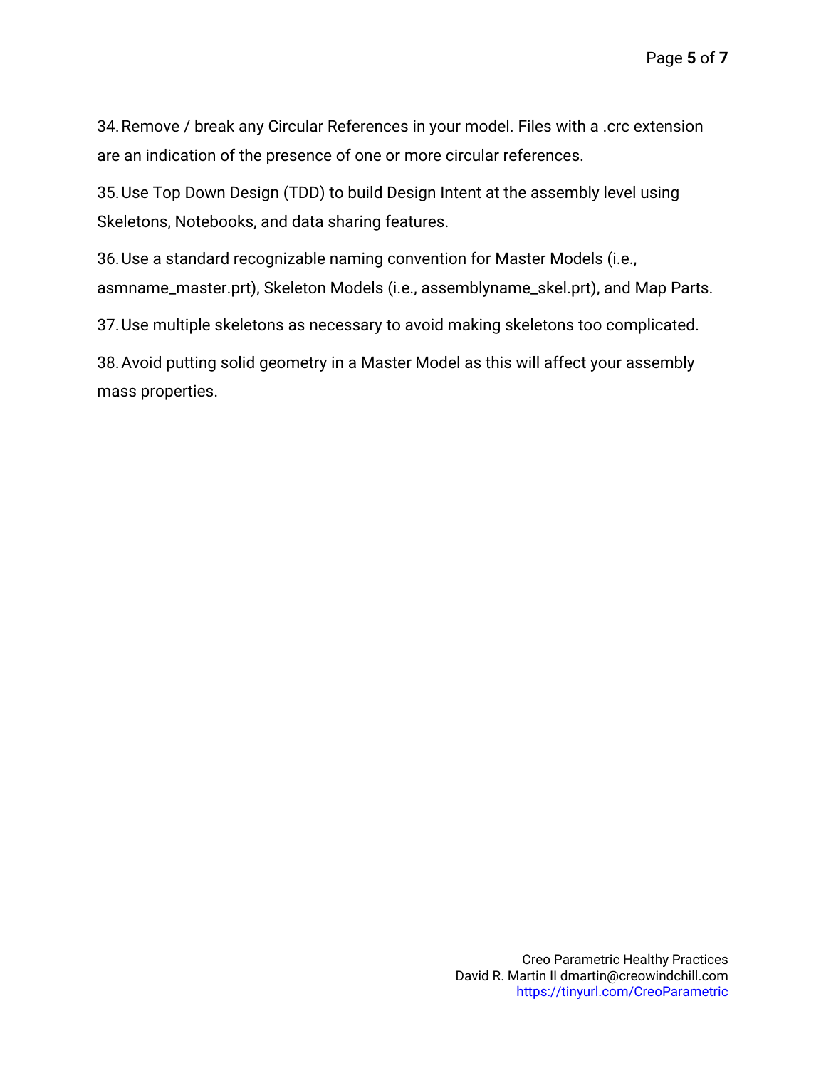34. Remove / break any Circular References in your model. Files with a .crc extension are an indication of the presence of one or more circular references.

35. Use Top Down Design (TDD) to build Design Intent at the assembly level using Skeletons, Notebooks, and data sharing features.

36. Use a standard recognizable naming convention for Master Models (i.e., asmname_master.prt), Skeleton Models (i.e., assemblyname_skel.prt), and Map Parts.

37. Use multiple skeletons as necessary to avoid making skeletons too complicated.

38. Avoid putting solid geometry in a Master Model as this will affect your assembly mass properties.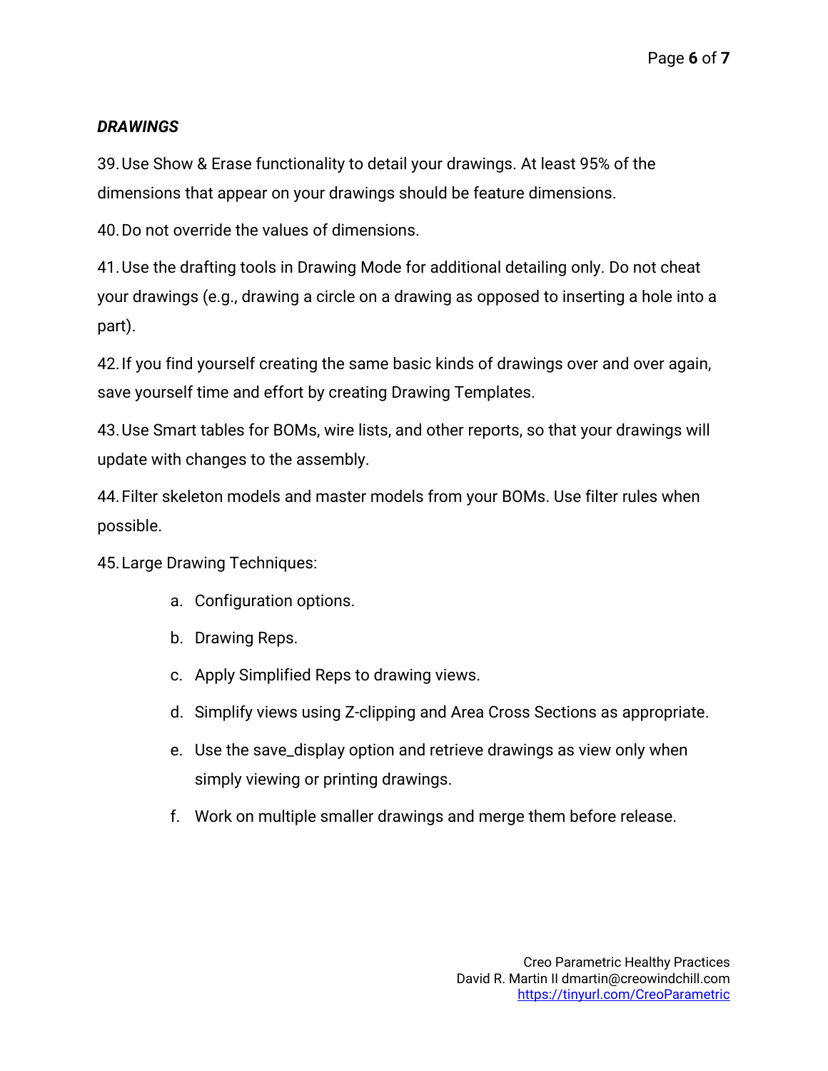***DRAWINGS***

39. Use Show & Erase functionality to detail your drawings. At least 95% of the dimensions that appear on your drawings should be feature dimensions.

40. Do not override the values of dimensions.

41. Use the drafting tools in Drawing Mode for additional detailing only. Do not cheat your drawings (e.g., drawing a circle on a drawing as opposed to inserting a hole into a part).

42. If you find yourself creating the same basic kinds of drawings over and over again, save yourself time and effort by creating Drawing Templates.

43. Use Smart tables for BOMs, wire lists, and other reports, so that your drawings will update with changes to the assembly.

44. Filter skeleton models and master models from your BOMs. Use filter rules when possible.

45. Large Drawing Techniques:

    a. Configuration options.

    b. Drawing Reps.

    c. Apply Simplified Reps to drawing views.

    d. Simplify views using Z-clipping and Area Cross Sections as appropriate.

    e. Use the save_display option and retrieve drawings as view only when simply viewing or printing drawings.

    f. Work on multiple smaller drawings and merge them before release.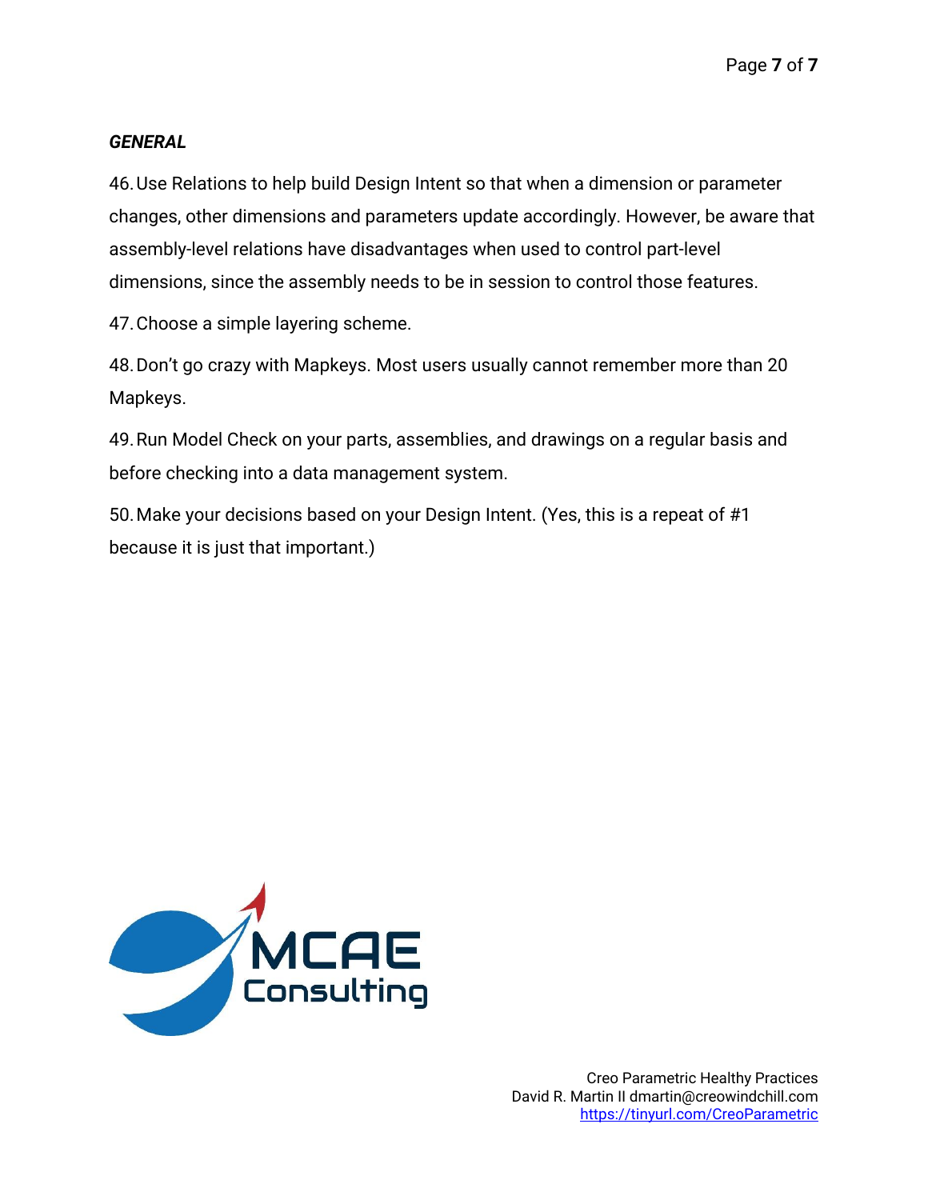***GENERAL***

46. Use Relations to help build Design Intent so that when a dimension or parameter changes, other dimensions and parameters update accordingly. However, be aware that assembly-level relations have disadvantages when used to control part-level dimensions, since the assembly needs to be in session to control those features.

47. Choose a simple layering scheme.

48. Don't go crazy with Mapkeys. Most users usually cannot remember more than 20 Mapkeys.

49. Run Model Check on your parts, assemblies, and drawings on a regular basis and before checking into a data management system.

50. Make your decisions based on your Design Intent. (Yes, this is a repeat of #1 because it is just that important.)

MCAE Consulting